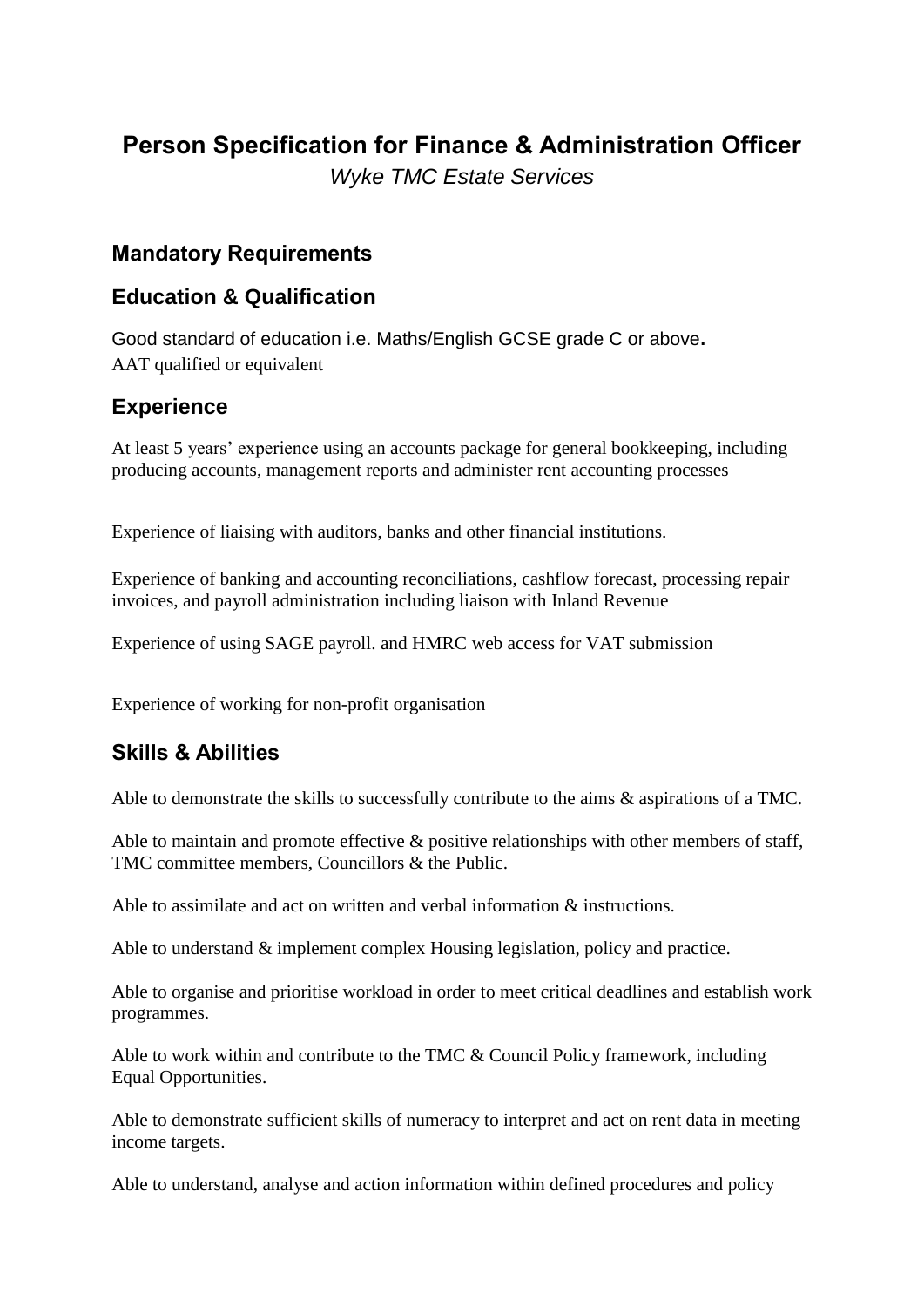# Person Specification for Finance & Administration Officer

*Wyke TMC Estate Services*

## Mandatory Requirements

## Education & Qualification

Good standard of education i.e. Maths/English GCSE grade C or above.
AAT qualified or equivalent

## Experience

At least 5 years' experience using an accounts package for general bookkeeping, including producing accounts, management reports and administer rent accounting processes

Experience of liaising with auditors, banks and other financial institutions.

Experience of banking and accounting reconciliations, cashflow forecast, processing repair invoices, and payroll administration including liaison with Inland Revenue

Experience of using SAGE payroll. and HMRC web access for VAT submission

Experience of working for non-profit organisation

## Skills & Abilities

Able to demonstrate the skills to successfully contribute to the aims & aspirations of a TMC.

Able to maintain and promote effective & positive relationships with other members of staff, TMC committee members, Councillors & the Public.

Able to assimilate and act on written and verbal information & instructions.

Able to understand & implement complex Housing legislation, policy and practice.

Able to organise and prioritise workload in order to meet critical deadlines and establish work programmes.

Able to work within and contribute to the TMC & Council Policy framework, including Equal Opportunities.

Able to demonstrate sufficient skills of numeracy to interpret and act on rent data in meeting income targets.

Able to understand, analyse and action information within defined procedures and policy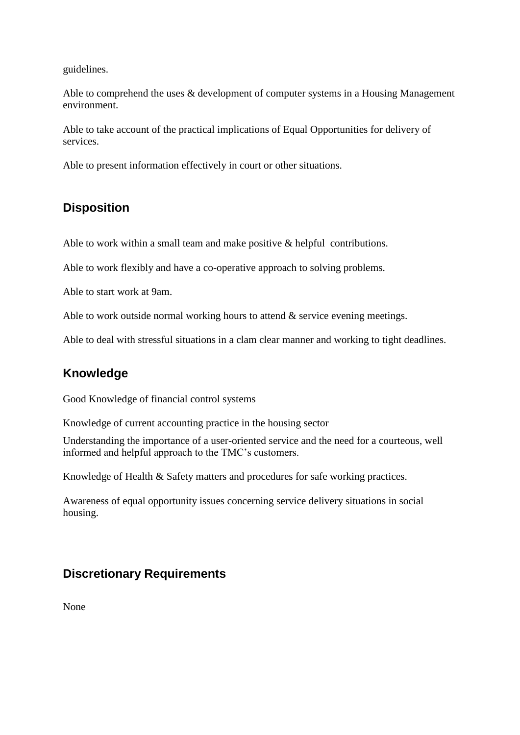guidelines.

Able to comprehend the uses & development of computer systems in a Housing Management environment.

Able to take account of the practical implications of Equal Opportunities for delivery of services.

Able to present information effectively in court or other situations.

## Disposition

Able to work within a small team and make positive & helpful contributions.

Able to work flexibly and have a co-operative approach to solving problems.

Able to start work at 9am.

Able to work outside normal working hours to attend & service evening meetings.

Able to deal with stressful situations in a clam clear manner and working to tight deadlines.

## Knowledge

Good Knowledge of financial control systems

Knowledge of current accounting practice in the housing sector

Understanding the importance of a user-oriented service and the need for a courteous, well informed and helpful approach to the TMC's customers.

Knowledge of Health & Safety matters and procedures for safe working practices.

Awareness of equal opportunity issues concerning service delivery situations in social housing.

## Discretionary Requirements

None